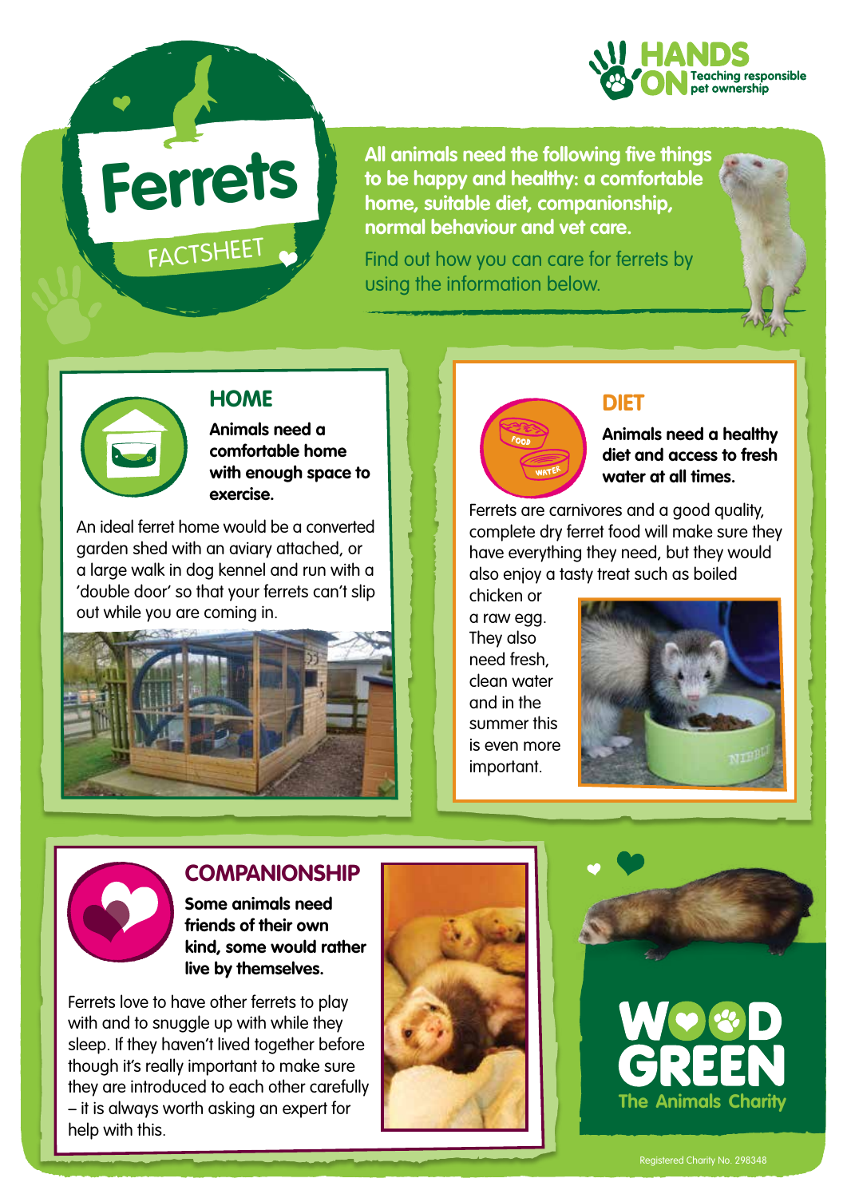HANDS ON Teaching responsible pet ownership

# Ferrets

FACTSHEET

**All animals need the following five things to be happy and healthy: a comfortable home, suitable diet, companionship, normal behaviour and vet care.**

Find out how you can care for ferrets by using the information below.

## HOME

**Animals need a comfortable home with enough space to exercise.**

An ideal ferret home would be a converted garden shed with an aviary attached, or a large walk in dog kennel and run with a 'double door' so that your ferrets can't slip out while you are coming in.

## DIET

**Animals need a healthy diet and access to fresh water at all times.**

Ferrets are carnivores and a good quality, complete dry ferret food will make sure they have everything they need, but they would also enjoy a tasty treat such as boiled chicken or a raw egg. They also need fresh, clean water and in the summer this is even more important.

## COMPANIONSHIP

**Some animals need friends of their own kind, some would rather live by themselves.**

Ferrets love to have other ferrets to play with and to snuggle up with while they sleep. If they haven't lived together before though it's really important to make sure they are introduced to each other carefully – it is always worth asking an expert for help with this.

WOOD GREEN The Animals Charity

Registered Charity No. 298348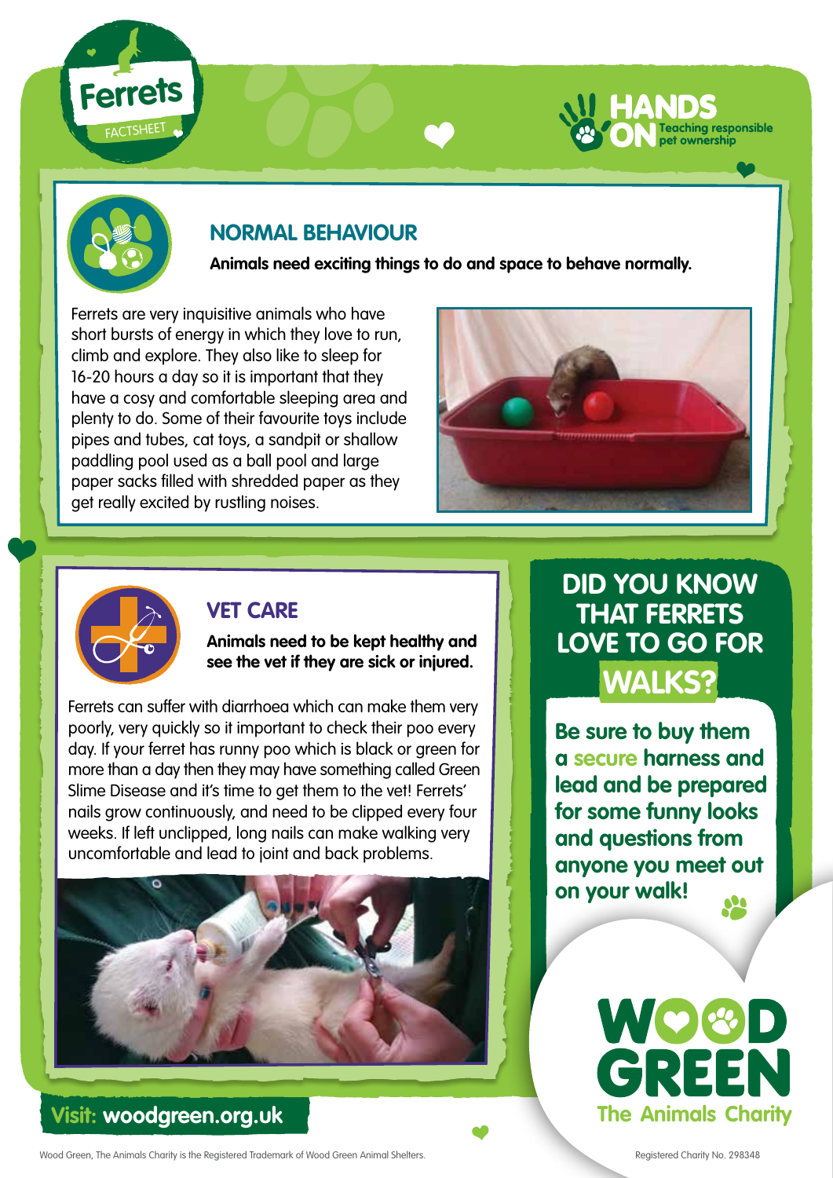# Ferrets

FACTSHEET

HANDS ON Teaching responsible pet ownership

## NORMAL BEHAVIOUR

**Animals need exciting things to do and space to behave normally.**

Ferrets are very inquisitive animals who have short bursts of energy in which they love to run, climb and explore. They also like to sleep for 16-20 hours a day so it is important that they have a cosy and comfortable sleeping area and plenty to do. Some of their favourite toys include pipes and tubes, cat toys, a sandpit or shallow paddling pool used as a ball pool and large paper sacks filled with shredded paper as they get really excited by rustling noises.

## VET CARE

**Animals need to be kept healthy and see the vet if they are sick or injured.**

Ferrets can suffer with diarrhoea which can make them very poorly, very quickly so it important to check their poo every day. If your ferret has runny poo which is black or green for more than a day then they may have something called Green Slime Disease and it's time to get them to the vet! Ferrets' nails grow continuously, and need to be clipped every four weeks. If left unclipped, long nails can make walking very uncomfortable and lead to joint and back problems.

## DID YOU KNOW THAT FERRETS LOVE TO GO FOR WALKS?

**Be sure to buy them a secure harness and lead and be prepared for some funny looks and questions from anyone you meet out on your walk!**

**Visit: woodgreen.org.uk**

WOOD GREEN The Animals Charity

Wood Green, The Animals Charity is the Registered Trademark of Wood Green Animal Shelters.

Registered Charity No. 298348